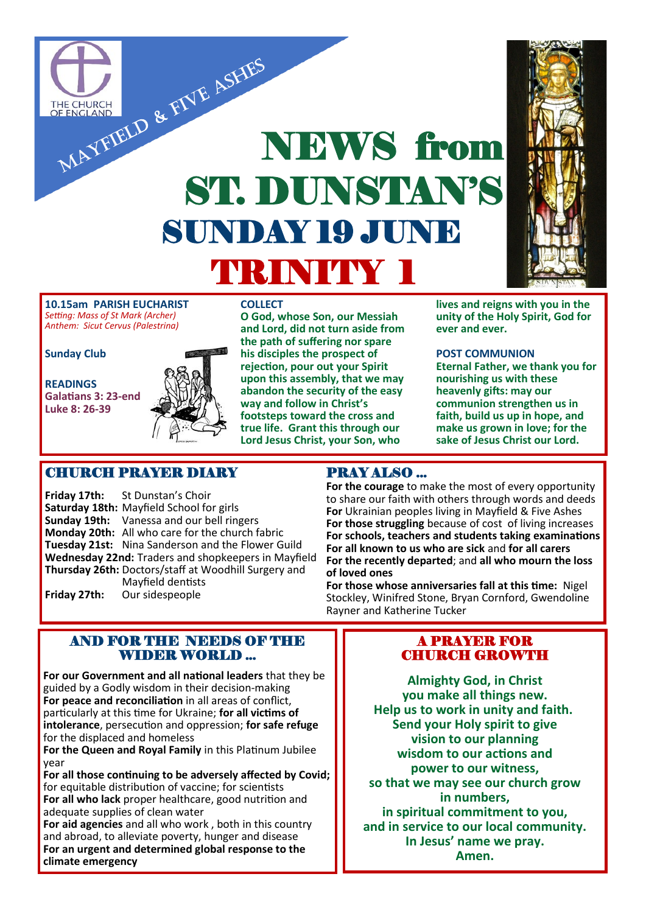MAYFIELD & FIVE ASHES

# NEWS from ST. DUNSTAN'S

## SUNDAY 19 JUNE

## TRINITY 1

**10.15am PARISH EUCHARIST**
*Setting: Mass of St Mark (Archer)*
*Anthem: Sicut Cervus (Palestrina)*

**Sunday Club**

**READINGS**
**Galatians 3: 23-end**
**Luke 8: 26-39**

**COLLECT**
**O God, whose Son, our Messiah and Lord, did not turn aside from the path of suffering nor spare his disciples the prospect of rejection, pour out your Spirit upon this assembly, that we may abandon the security of the easy way and follow in Christ's footsteps toward the cross and true life. Grant this through our Lord Jesus Christ, your Son, who lives and reigns with you in the unity of the Holy Spirit, God for ever and ever.**

**POST COMMUNION**
**Eternal Father, we thank you for nourishing us with these heavenly gifts: may our communion strengthen us in faith, build us up in hope, and make us grown in love; for the sake of Jesus Christ our Lord.**

## CHURCH PRAYER DIARY

**Friday 17th:** St Dunstan's Choir
**Saturday 18th:** Mayfield School for girls
**Sunday 19th:** Vanessa and our bell ringers
**Monday 20th:** All who care for the church fabric
**Tuesday 21st:** Nina Sanderson and the Flower Guild
**Wednesday 22nd:** Traders and shopkeepers in Mayfield
**Thursday 26th:** Doctors/staff at Woodhill Surgery and Mayfield dentists
**Friday 27th:** Our sidespeople

## PRAY ALSO ...

**For the courage** to make the most of every opportunity to share our faith with others through words and deeds
**For** Ukrainian peoples living in Mayfield & Five Ashes
**For those struggling** because of cost of living increases
**For schools, teachers and students taking examinations**
**For all known to us who are sick** and **for all carers**
**For the recently departed**; and **all who mourn the loss of loved ones**
**For those whose anniversaries fall at this time:** Nigel Stockley, Winifred Stone, Bryan Cornford, Gwendoline Rayner and Katherine Tucker

## AND FOR THE NEEDS OF THE WIDER WORLD ...

**For our Government and all national leaders** that they be guided by a Godly wisdom in their decision-making
**For peace and reconciliation** in all areas of conflict, particularly at this time for Ukraine; **for all victims of intolerance**, persecution and oppression; **for safe refuge** for the displaced and homeless
**For the Queen and Royal Family** in this Platinum Jubilee year
**For all those continuing to be adversely affected by Covid;** for equitable distribution of vaccine; for scientists
**For all who lack** proper healthcare, good nutrition and adequate supplies of clean water
**For aid agencies** and all who work , both in this country and abroad, to alleviate poverty, hunger and disease
**For an urgent and determined global response to the climate emergency**

## A PRAYER FOR CHURCH GROWTH

**Almighty God, in Christ you make all things new.
Help us to work in unity and faith.
Send your Holy spirit to give vision to our planning wisdom to our actions and power to our witness,
so that we may see our church grow in numbers,
in spiritual commitment to you,
and in service to our local community.
In Jesus' name we pray.
Amen.**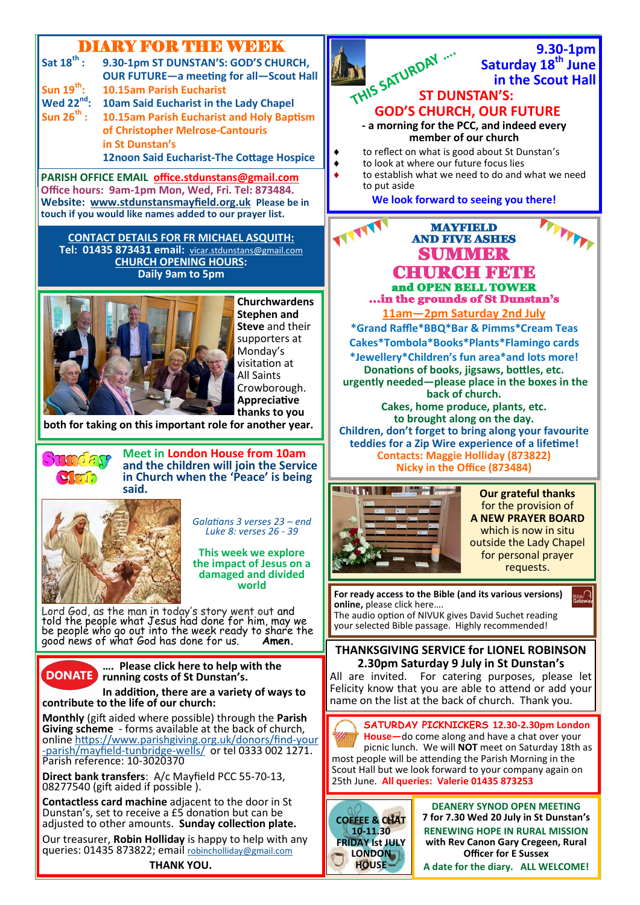# DIARY FOR THE WEEK

**Sat 18th:** 9.30-1pm ST DUNSTAN'S: GOD'S CHURCH, OUR FUTURE—a meeting for all—Scout Hall

**Sun 19th:** 10.15am Parish Eucharist

**Wed 22nd:** 10am Said Eucharist in the Lady Chapel

**Sun 26th:** 10.15am Parish Eucharist and Holy Baptism of Christopher Melrose-Cantouris in St Dunstan's

12noon Said Eucharist-The Cottage Hospice

**PARISH OFFICE EMAIL** office.stdunstans@gmail.com
**Office hours: 9am-1pm Mon, Wed, Fri. Tel: 873484.**
**Website: www.stdunstansmayfield.org.uk Please be in touch if you would like names added to our prayer list.**

**CONTACT DETAILS FOR FR MICHAEL ASQUITH:**
**Tel: 01435 873431 email:** vicar.stdunstans@gmail.com
**CHURCH OPENING HOURS:**
**Daily 9am to 5pm**

**Churchwardens Stephen and Steve** and their supporters at Monday's visitation at All Saints Crowborough. **Appreciative thanks to you both for taking on this important role for another year.**

## Sunday Club

**Meet in London House from 10am and the children will join the Service in Church when the 'Peace' is being said.**

*Galatians 3 verses 23 – end*
*Luke 8: verses 26 - 39*

**This week we explore the impact of Jesus on a damaged and divided world**

Lord God, as the man in today's story went out and told the people what Jesus had done for him, may we be people who go out into the week ready to share the good news of what God has done for us. **Amen.**

**DONATE** **.... Please click here to help with the running costs of St Dunstan's.**

**In addition, there are a variety of ways to contribute to the life of our church:**

**Monthly** (gift aided where possible) through the **Parish Giving scheme** - forms available at the back of church, online https://www.parishgiving.org.uk/donors/find-your-parish/mayfield-tunbridge-wells/ or tel 0333 002 1271. Parish reference: 10-3020370

**Direct bank transfers**: A/c Mayfield PCC 55-70-13, 08277540 (gift aided if possible ).

**Contactless card machine** adjacent to the door in St Dunstan's, set to receive a £5 donation but can be adjusted to other amounts. **Sunday collection plate.**

Our treasurer, **Robin Holliday** is happy to help with any queries: 01435 873822; email robincholliday@gmail.com

**THANK YOU.**

---

## THIS SATURDAY ....

**9.30-1pm Saturday 18th June in the Scout Hall**

## ST DUNSTAN'S: GOD'S CHURCH, OUR FUTURE

**- a morning for the PCC, and indeed every member of our church**

- to reflect on what is good about St Dunstan's
- to look at where our future focus lies
- to establish what we need to do and what we need to put aside

**We look forward to seeing you there!**

## MAYFIELD AND FIVE ASHES SUMMER CHURCH FETE and OPEN BELL TOWER

**...in the grounds of St Dunstan's**

**11am—2pm Saturday 2nd July**

***Grand Raffle*BBQ*Bar & Pimms*Cream Teas Cakes*Tombola*Books*Plants*Flamingo cards *Jewellery*Children's fun area*and lots more!**

**Donations of books, jigsaws, bottles, etc. urgently needed—please place in the boxes in the back of church.**

**Cakes, home produce, plants, etc. to brought along on the day.**

**Children, don't forget to bring along your favourite teddies for a Zip Wire experience of a lifetime!**

**Contacts: Maggie Holliday (873822)**
**Nicky in the Office (873484)**

**Our grateful thanks** for the provision of **A NEW PRAYER BOARD** which is now in situ outside the Lady Chapel for personal prayer requests.

**For ready access to the Bible (and its various versions) online,** please click here....
The audio option of NIVUK gives David Suchet reading your selected Bible passage. Highly recommended!

**THANKSGIVING SERVICE for LIONEL ROBINSON**
**2.30pm Saturday 9 July in St Dunstan's**

All are invited. For catering purposes, please let Felicity know that you are able to attend or add your name on the list at the back of church. Thank you.

**SATURDAY PICKNICKERS 12.30-2.30pm London House**—do come along and have a chat over your picnic lunch. We will **NOT** meet on Saturday 18th as most people will be attending the Parish Morning in the Scout Hall but we look forward to your company again on 25th June. **All queries: Valerie 01435 873253**

**COFFEE & CHAT 10-11.30 FRIDAY Ist JULY LONDON HOUSE**

**DEANERY SYNOD OPEN MEETING**
**7 for 7.30 Wed 20 July in St Dunstan's**
**RENEWING HOPE IN RURAL MISSION**
**with Rev Canon Gary Cregeen, Rural Officer for E Sussex**
**A date for the diary. ALL WELCOME!**